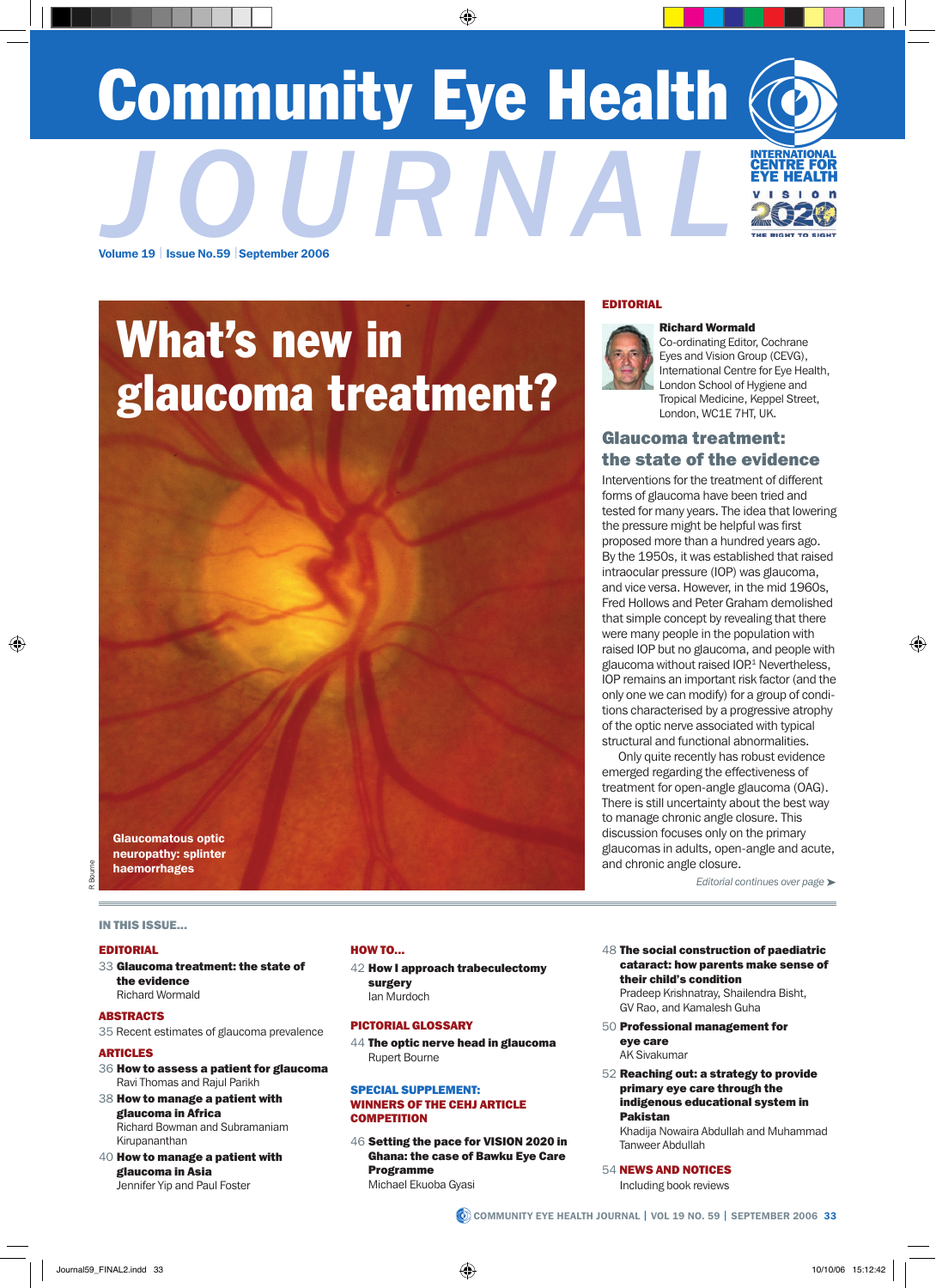# Community Eye Health JOURNAL

Volume 19 | Issue No.59 | September 2006

## What's new in glaucoma treatment?

Glaucomatous optic neuropathy: splinter haemorrhages

R Bourne

**EDITORIAL**

**Richard Wormald**
Co-ordinating Editor, Cochrane Eyes and Vision Group (CEVG), International Centre for Eye Health, London School of Hygiene and Tropical Medicine, Keppel Street, London, WC1E 7HT, UK.

## Glaucoma treatment: the state of the evidence

Interventions for the treatment of different forms of glaucoma have been tried and tested for many years. The idea that lowering the pressure might be helpful was first proposed more than a hundred years ago. By the 1950s, it was established that raised intraocular pressure (IOP) was glaucoma, and vice versa. However, in the mid 1960s, Fred Hollows and Peter Graham demolished that simple concept by revealing that there were many people in the population with raised IOP but no glaucoma, and people with glaucoma without raised IOP.[1] Nevertheless, IOP remains an important risk factor (and the only one we can modify) for a group of conditions characterised by a progressive atrophy of the optic nerve associated with typical structural and functional abnormalities.

Only quite recently has robust evidence emerged regarding the effectiveness of treatment for open-angle glaucoma (OAG). There is still uncertainty about the best way to manage chronic angle closure. This discussion focuses only on the primary glaucomas in adults, open-angle and acute, and chronic angle closure.

*Editorial continues over page ➤*

### IN THIS ISSUE...

**EDITORIAL**

33 **Glaucoma treatment: the state of the evidence**
Richard Wormald

**ABSTRACTS**

35 Recent estimates of glaucoma prevalence

**ARTICLES**

36 **How to assess a patient for glaucoma**
Ravi Thomas and Rajul Parikh

38 **How to manage a patient with glaucoma in Africa**
Richard Bowman and Subramaniam Kirupananthan

40 **How to manage a patient with glaucoma in Asia**
Jennifer Yip and Paul Foster

**HOW TO...**

42 **How I approach trabeculectomy surgery**
Ian Murdoch

**PICTORIAL GLOSSARY**

44 **The optic nerve head in glaucoma**
Rupert Bourne

**SPECIAL SUPPLEMENT: WINNERS OF THE CEHJ ARTICLE COMPETITION**

46 **Setting the pace for VISION 2020 in Ghana: the case of Bawku Eye Care Programme**
Michael Ekuoba Gyasi

48 **The social construction of paediatric cataract: how parents make sense of their child's condition**
Pradeep Krishnatray, Shailendra Bisht, GV Rao, and Kamalesh Guha

50 **Professional management for eye care**
AK Sivakumar

52 **Reaching out: a strategy to provide primary eye care through the indigenous educational system in Pakistan**
Khadija Nowaira Abdullah and Muhammad Tanweer Abdullah

54 **NEWS AND NOTICES**
Including book reviews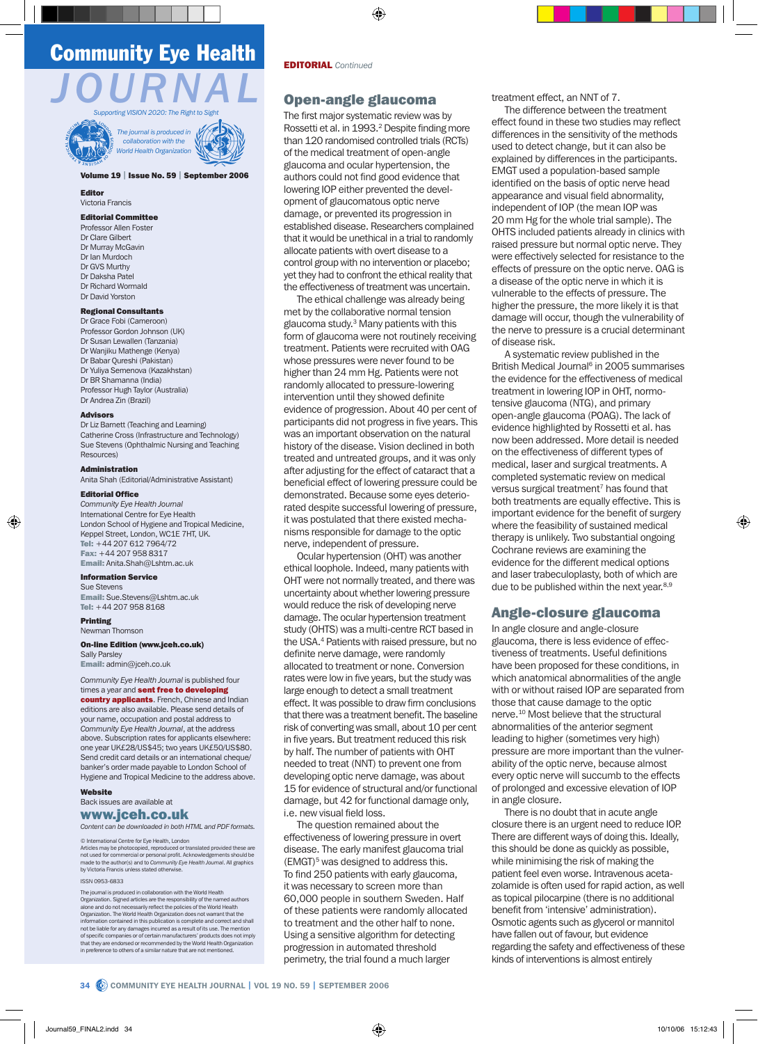# Community Eye Health JOURNAL

*Supporting VISION 2020: The Right to Sight*

*The journal is produced in collaboration with the World Health Organization*

**Volume 19 | Issue No. 59 | September 2006**

**Editor**
Victoria Francis

**Editorial Committee**
Professor Allen Foster
Dr Clare Gilbert
Dr Murray McGavin
Dr Ian Murdoch
Dr GVS Murthy
Dr Daksha Patel
Dr Richard Wormald
Dr David Yorston

**Regional Consultants**
Dr Grace Fobi (Cameroon)
Professor Gordon Johnson (UK)
Dr Susan Lewallen (Tanzania)
Dr Wanjiku Mathenge (Kenya)
Dr Babar Qureshi (Pakistan)
Dr Yuliya Semenova (Kazakhstan)
Dr BR Shamanna (India)
Professor Hugh Taylor (Australia)
Dr Andrea Zin (Brazil)

**Advisors**
Dr Liz Barnett (Teaching and Learning)
Catherine Cross (Infrastructure and Technology)
Sue Stevens (Ophthalmic Nursing and Teaching Resources)

**Administration**
Anita Shah (Editorial/Administrative Assistant)

**Editorial Office**
*Community Eye Health Journal*
International Centre for Eye Health
London School of Hygiene and Tropical Medicine,
Keppel Street, London, WC1E 7HT, UK.
**Tel:** +44 207 612 7964/72
**Fax:** +44 207 958 8317
**Email:** Anita.Shah@Lshtm.ac.uk

**Information Service**
Sue Stevens
**Email:** Sue.Stevens@Lshtm.ac.uk
**Tel:** +44 207 958 8168

**Printing**
Newman Thomson

**On-line Edition (www.jceh.co.uk)**
Sally Parsley
**Email:** admin@jceh.co.uk

*Community Eye Health Journal* is published four times a year and **sent free to developing country applicants**. French, Chinese and Indian editions are also available. Please send details of your name, occupation and postal address to *Community Eye Health Journal*, at the address above. Subscription rates for applicants elsewhere: one year UK£28/US$45; two years UK£50/US$80. Send credit card details or an international cheque/banker's order made payable to London School of Hygiene and Tropical Medicine to the address above.

**Website**
Back issues are available at
**www.jceh.co.uk**
*Content can be downloaded in both HTML and PDF formats.*

© International Centre for Eye Health, London
Articles may be photocopied, reproduced or translated provided these are not used for commercial or personal profit. Acknowledgements should be made to the author(s) and to *Community Eye Health Journal*. All graphics by Victoria Francis unless stated otherwise.

ISSN 0953-6833

The journal is produced in collaboration with the World Health Organization. Signed articles are the responsibility of the named authors alone and do not necessarily reflect the policies of the World Health Organization. The World Health Organization does not warrant that the information contained in this publication is complete and correct and shall not be liable for any damages incurred as a result of its use. The mention of specific companies or of certain manufacturers' products does not imply that they are endorsed or recommended by the World Health Organization in preference to others of a similar nature that are not mentioned.

**EDITORIAL** *Continued*

## Open-angle glaucoma

The first major systematic review was by Rossetti et al. in 1993.[2] Despite finding more than 120 randomised controlled trials (RCTs) of the medical treatment of open-angle glaucoma and ocular hypertension, the authors could not find good evidence that lowering IOP either prevented the development of glaucomatous optic nerve damage, or prevented its progression in established disease. Researchers complained that it would be unethical in a trial to randomly allocate patients with overt disease to a control group with no intervention or placebo; yet they had to confront the ethical reality that the effectiveness of treatment was uncertain.

The ethical challenge was already being met by the collaborative normal tension glaucoma study.[3] Many patients with this form of glaucoma were not routinely receiving treatment. Patients were recruited with OAG whose pressures were never found to be higher than 24 mm Hg. Patients were not randomly allocated to pressure-lowering intervention until they showed definite evidence of progression. About 40 per cent of participants did not progress in five years. This was an important observation on the natural history of the disease. Vision declined in both treated and untreated groups, and it was only after adjusting for the effect of cataract that a beneficial effect of lowering pressure could be demonstrated. Because some eyes deteriorated despite successful lowering of pressure, it was postulated that there existed mechanisms responsible for damage to the optic nerve, independent of pressure.

Ocular hypertension (OHT) was another ethical loophole. Indeed, many patients with OHT were not normally treated, and there was uncertainty about whether lowering pressure would reduce the risk of developing nerve damage. The ocular hypertension treatment study (OHTS) was a multi-centre RCT based in the USA.[4] Patients with raised pressure, but no definite nerve damage, were randomly allocated to treatment or none. Conversion rates were low in five years, but the study was large enough to detect a small treatment effect. It was possible to draw firm conclusions that there was a treatment benefit. The baseline risk of converting was small, about 10 per cent in five years. But treatment reduced this risk by half. The number of patients with OHT needed to treat (NNT) to prevent one from developing optic nerve damage, was about 15 for evidence of structural and/or functional damage, but 42 for functional damage only, i.e. new visual field loss.

The question remained about the effectiveness of lowering pressure in overt disease. The early manifest glaucoma trial (EMGT)[5] was designed to address this. To find 250 patients with early glaucoma, it was necessary to screen more than 60,000 people in southern Sweden. Half of these patients were randomly allocated to treatment and the other half to none. Using a sensitive algorithm for detecting progression in automated threshold perimetry, the trial found a much larger treatment effect, an NNT of 7.

The difference between the treatment effect found in these two studies may reflect differences in the sensitivity of the methods used to detect change, but it can also be explained by differences in the participants. EMGT used a population-based sample identified on the basis of optic nerve head appearance and visual field abnormality, independent of IOP (the mean IOP was 20 mm Hg for the whole trial sample). The OHTS included patients already in clinics with raised pressure but normal optic nerve. They were effectively selected for resistance to the effects of pressure on the optic nerve. OAG is a disease of the optic nerve in which it is vulnerable to the effects of pressure. The higher the pressure, the more likely it is that damage will occur, though the vulnerability of the nerve to pressure is a crucial determinant of disease risk.

A systematic review published in the British Medical Journal[6] in 2005 summarises the evidence for the effectiveness of medical treatment in lowering IOP in OHT, normo-tensive glaucoma (NTG), and primary open-angle glaucoma (POAG). The lack of evidence highlighted by Rossetti et al. has now been addressed. More detail is needed on the effectiveness of different types of medical, laser and surgical treatments. A completed systematic review on medical versus surgical treatment[7] has found that both treatments are equally effective. This is important evidence for the benefit of surgery where the feasibility of sustained medical therapy is unlikely. Two substantial ongoing Cochrane reviews are examining the evidence for the different medical options and laser trabeculoplasty, both of which are due to be published within the next year.[8,9]

## Angle-closure glaucoma

In angle closure and angle-closure glaucoma, there is less evidence of effectiveness of treatments. Useful definitions have been proposed for these conditions, in which anatomical abnormalities of the angle with or without raised IOP are separated from those that cause damage to the optic nerve.[10] Most believe that the structural abnormalities of the anterior segment leading to higher (sometimes very high) pressure are more important than the vulnerability of the optic nerve, because almost every optic nerve will succumb to the effects of prolonged and excessive elevation of IOP in angle closure.

There is no doubt that in acute angle closure there is an urgent need to reduce IOP. There are different ways of doing this. Ideally, this should be done as quickly as possible, while minimising the risk of making the patient feel even worse. Intravenous acetazolamide is often used for rapid action, as well as topical pilocarpine (there is no additional benefit from 'intensive' administration). Osmotic agents such as glycerol or mannitol have fallen out of favour, but evidence regarding the safety and effectiveness of these kinds of interventions is almost entirely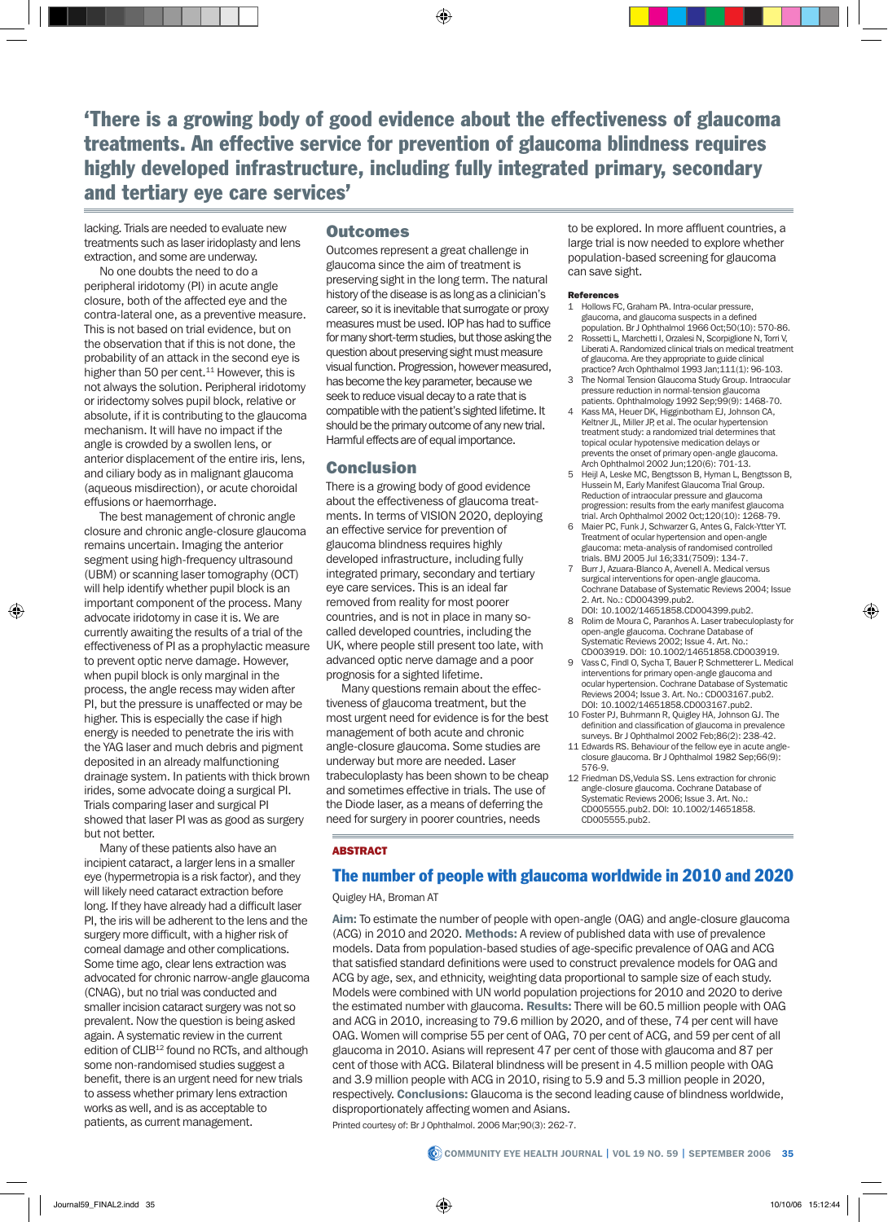**'There is a growing body of good evidence about the effectiveness of glaucoma treatments. An effective service for prevention of glaucoma blindness requires highly developed infrastructure, including fully integrated primary, secondary and tertiary eye care services'**

lacking. Trials are needed to evaluate new treatments such as laser iridoplasty and lens extraction, and some are underway.

No one doubts the need to do a peripheral iridotomy (PI) in acute angle closure, both of the affected eye and the contra-lateral one, as a preventive measure. This is not based on trial evidence, but on the observation that if this is not done, the probability of an attack in the second eye is higher than 50 per cent.[11] However, this is not always the solution. Peripheral iridotomy or iridectomy solves pupil block, relative or absolute, if it is contributing to the glaucoma mechanism. It will have no impact if the angle is crowded by a swollen lens, or anterior displacement of the entire iris, lens, and ciliary body as in malignant glaucoma (aqueous misdirection), or acute choroidal effusions or haemorrhage.

The best management of chronic angle closure and chronic angle-closure glaucoma remains uncertain. Imaging the anterior segment using high-frequency ultrasound (UBM) or scanning laser tomography (OCT) will help identify whether pupil block is an important component of the process. Many advocate iridotomy in case it is. We are currently awaiting the results of a trial of the effectiveness of PI as a prophylactic measure to prevent optic nerve damage. However, when pupil block is only marginal in the process, the angle recess may widen after PI, but the pressure is unaffected or may be higher. This is especially the case if high energy is needed to penetrate the iris with the YAG laser and much debris and pigment deposited in an already malfunctioning drainage system. In patients with thick brown irides, some advocate doing a surgical PI. Trials comparing laser and surgical PI showed that laser PI was as good as surgery but not better.

Many of these patients also have an incipient cataract, a larger lens in a smaller eye (hypermetropia is a risk factor), and they will likely need cataract extraction before long. If they have already had a difficult laser PI, the iris will be adherent to the lens and the surgery more difficult, with a higher risk of corneal damage and other complications. Some time ago, clear lens extraction was advocated for chronic narrow-angle glaucoma (CNAG), but no trial was conducted and smaller incision cataract surgery was not so prevalent. Now the question is being asked again. A systematic review in the current edition of CLIB[12] found no RCTs, and although some non-randomised studies suggest a benefit, there is an urgent need for new trials to assess whether primary lens extraction works as well, and is as acceptable to patients, as current management.

## Outcomes

Outcomes represent a great challenge in glaucoma since the aim of treatment is preserving sight in the long term. The natural history of the disease is as long as a clinician's career, so it is inevitable that surrogate or proxy measures must be used. IOP has had to suffice for many short-term studies, but those asking the question about preserving sight must measure visual function. Progression, however measured, has become the key parameter, because we seek to reduce visual decay to a rate that is compatible with the patient's sighted lifetime. It should be the primary outcome of any new trial. Harmful effects are of equal importance.

## Conclusion

There is a growing body of good evidence about the effectiveness of glaucoma treatments. In terms of VISION 2020, deploying an effective service for prevention of glaucoma blindness requires highly developed infrastructure, including fully integrated primary, secondary and tertiary eye care services. This is an ideal far removed from reality for most poorer countries, and is not in place in many so-called developed countries, including the UK, where people still present too late, with advanced optic nerve damage and a poor prognosis for a sighted lifetime.

Many questions remain about the effectiveness of glaucoma treatment, but the most urgent need for evidence is for the best management of both acute and chronic angle-closure glaucoma. Some studies are underway but more are needed. Laser trabeculoplasty has been shown to be cheap and sometimes effective in trials. The use of the Diode laser, as a means of deferring the need for surgery in poorer countries, needs to be explored. In more affluent countries, a large trial is now needed to explore whether population-based screening for glaucoma can save sight.

### References

1. Hollows FC, Graham PA. Intra-ocular pressure, glaucoma, and glaucoma suspects in a defined population. Br J Ophthalmol 1966 Oct;50(10): 570-86.
2. Rossetti L, Marchetti I, Orzalesi N, Scorpiglione N, Torri V, Liberati A. Randomized clinical trials on medical treatment of glaucoma. Are they appropriate to guide clinical practice? Arch Ophthalmol 1993 Jan;111(1): 96-103.
3. The Normal Tension Glaucoma Study Group. Intraocular pressure reduction in normal-tension glaucoma patients. Ophthalmology 1992 Sep;99(9): 1468-70.
4. Kass MA, Heuer DK, Higginbotham EJ, Johnson CA, Keltner JL, Miller JP, et al. The ocular hypertension treatment study: a randomized trial determines that topical ocular hypotensive medication delays or prevents the onset of primary open-angle glaucoma. Arch Ophthalmol 2002 Jun;120(6): 701-13.
5. Heijl A, Leske MC, Bengtsson B, Hyman L, Bengtsson B, Hussein M, Early Manifest Glaucoma Trial Group. Reduction of intraocular pressure and glaucoma progression: results from the early manifest glaucoma trial. Arch Ophthalmol 2002 Oct;120(10): 1268-79.
6. Maier PC, Funk J, Schwarzer G, Antes G, Falck-Ytter YT. Treatment of ocular hypertension and open-angle glaucoma: meta-analysis of randomised controlled trials. BMJ 2005 Jul 16;331(7509): 134-7.
7. Burr J, Azuara-Blanco A, Avenell A. Medical versus surgical interventions for open-angle glaucoma. Cochrane Database of Systematic Reviews 2004; Issue 2. Art. No.: CD004399.pub2. DOI: 10.1002/14651858.CD004399.pub2.
8. Rolim de Moura C, Paranhos A. Laser trabeculoplasty for open-angle glaucoma. Cochrane Database of Systematic Reviews 2002; Issue 4. Art. No.: CD003919. DOI: 10.1002/14651858.CD003919.
9. Vass C, Findl O, Sycha T, Bauer P, Schmetterer L. Medical interventions for primary open-angle glaucoma and ocular hypertension. Cochrane Database of Systematic Reviews 2004; Issue 3. Art. No.: CD003167.pub2. DOI: 10.1002/14651858.CD003167.pub2.
10. Foster PJ, Buhrmann R, Quigley HA, Johnson GJ. The definition and classification of glaucoma in prevalence surveys. Br J Ophthalmol 2002 Feb;86(2): 238-42.
11. Edwards RS. Behaviour of the fellow eye in acute angle-closure glaucoma. Br J Ophthalmol 1982 Sep;66(9): 576-9.
12. Friedman DS,Vedula SS. Lens extraction for chronic angle-closure glaucoma. Cochrane Database of Systematic Reviews 2006; Issue 3. Art. No.: CD005555.pub2. DOI: 10.1002/14651858.CD005555.pub2.

**ABSTRACT**

## The number of people with glaucoma worldwide in 2010 and 2020

Quigley HA, Broman AT

**Aim:** To estimate the number of people with open-angle (OAG) and angle-closure glaucoma (ACG) in 2010 and 2020. **Methods:** A review of published data with use of prevalence models. Data from population-based studies of age-specific prevalence of OAG and ACG that satisfied standard definitions were used to construct prevalence models for OAG and ACG by age, sex, and ethnicity, weighting data proportional to sample size of each study. Models were combined with UN world population projections for 2010 and 2020 to derive the estimated number with glaucoma. **Results:** There will be 60.5 million people with OAG and ACG in 2010, increasing to 79.6 million by 2020, and of these, 74 per cent will have OAG. Women will comprise 55 per cent of OAG, 70 per cent of ACG, and 59 per cent of all glaucoma in 2010. Asians will represent 47 per cent of those with glaucoma and 87 per cent of those with ACG. Bilateral blindness will be present in 4.5 million people with OAG and 3.9 million people with ACG in 2010, rising to 5.9 and 5.3 million people in 2020, respectively. **Conclusions:** Glaucoma is the second leading cause of blindness worldwide, disproportionately affecting women and Asians.

Printed courtesy of: Br J Ophthalmol. 2006 Mar;90(3): 262-7.